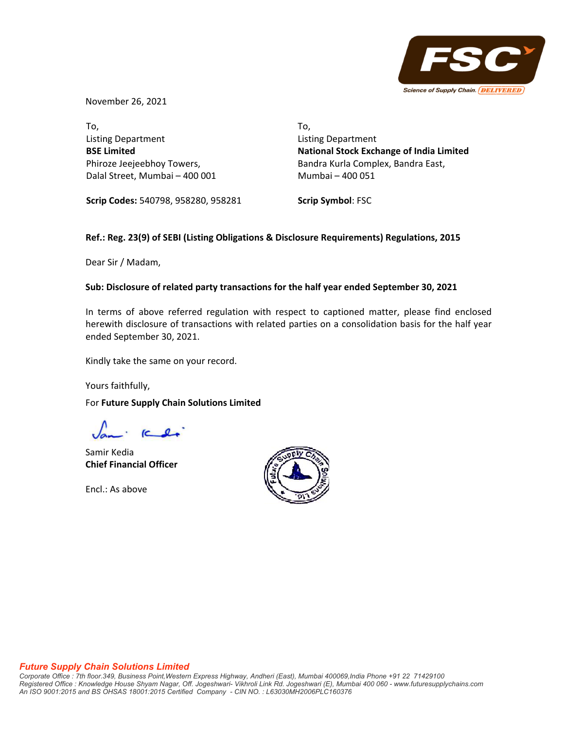November 26, 2021

To,
Listing Department
**BSE Limited**
Phiroze Jeejeebhoy Towers,
Dalal Street, Mumbai – 400 001

**Scrip Codes:** 540798, 958280, 958281

To,
Listing Department
**National Stock Exchange of India Limited**
Bandra Kurla Complex, Bandra East,
Mumbai – 400 051

**Scrip Symbol**: FSC

**Ref.: Reg. 23(9) of SEBI (Listing Obligations & Disclosure Requirements) Regulations, 2015**

Dear Sir / Madam,

**Sub: Disclosure of related party transactions for the half year ended September 30, 2021**

In terms of above referred regulation with respect to captioned matter, please find enclosed herewith disclosure of transactions with related parties on a consolidation basis for the half year ended September 30, 2021.

Kindly take the same on your record.

Yours faithfully,

For **Future Supply Chain Solutions Limited**

Samir Kedia
**Chief Financial Officer**

Encl.: As above

***Future Supply Chain Solutions Limited***
*Corporate Office : 7th floor.349, Business Point,Western Express Highway, Andheri (East), Mumbai 400069,India Phone +91 22 71429100*
*Registered Office : Knowledge House Shyam Nagar, Off. Jogeshwari- Vikhroli Link Rd. Jogeshwari (E), Mumbai 400 060 - www.futuresupplychains.com*
*An ISO 9001:2015 and BS OHSAS 18001:2015 Certified Company - CIN NO. : L63030MH2006PLC160376*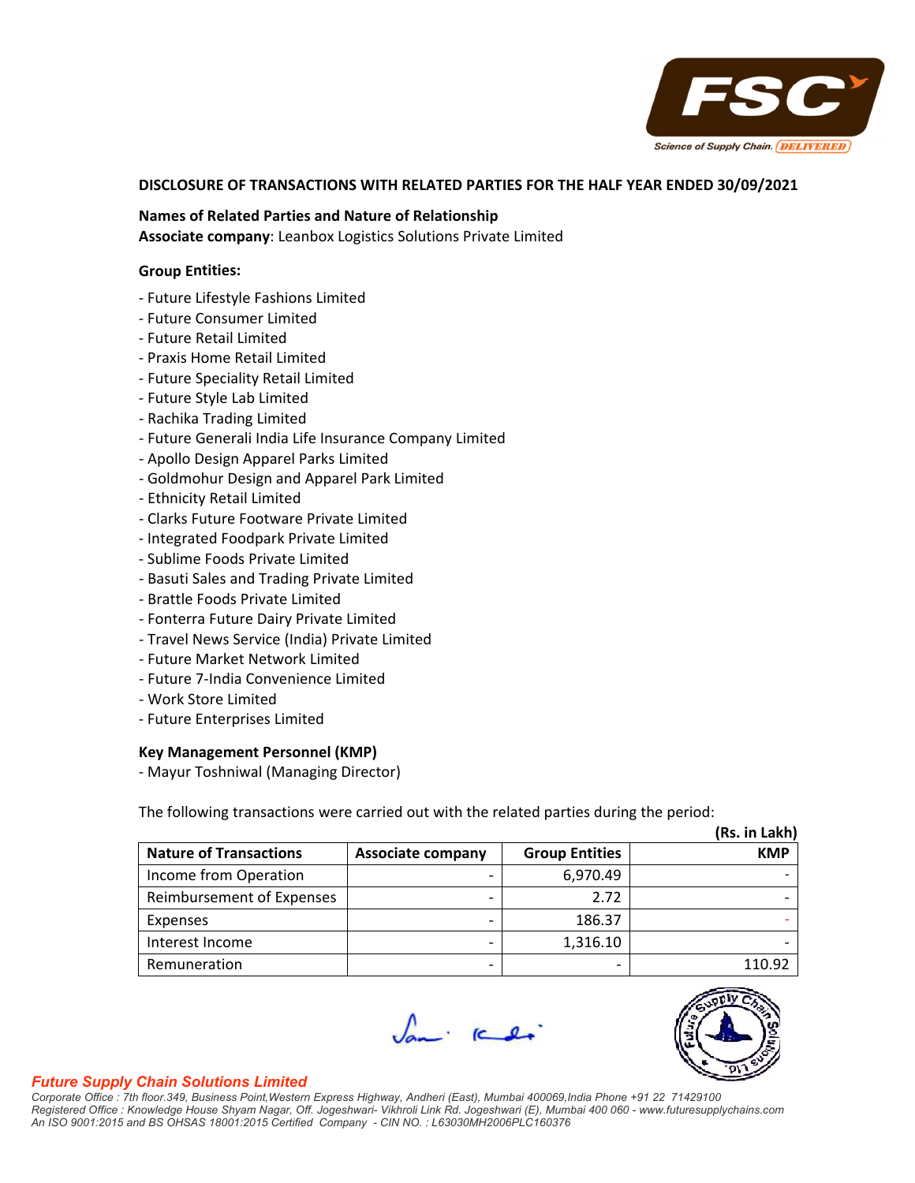**DISCLOSURE OF TRANSACTIONS WITH RELATED PARTIES FOR THE HALF YEAR ENDED 30/09/2021**

**Names of Related Parties and Nature of Relationship**
**Associate company**: Leanbox Logistics Solutions Private Limited

**Group Entities:**

- Future Lifestyle Fashions Limited
- Future Consumer Limited
- Future Retail Limited
- Praxis Home Retail Limited
- Future Speciality Retail Limited
- Future Style Lab Limited
- Rachika Trading Limited
- Future Generali India Life Insurance Company Limited
- Apollo Design Apparel Parks Limited
- Goldmohur Design and Apparel Park Limited
- Ethnicity Retail Limited
- Clarks Future Footware Private Limited
- Integrated Foodpark Private Limited
- Sublime Foods Private Limited
- Basuti Sales and Trading Private Limited
- Brattle Foods Private Limited
- Fonterra Future Dairy Private Limited
- Travel News Service (India) Private Limited
- Future Market Network Limited
- Future 7-India Convenience Limited
- Work Store Limited
- Future Enterprises Limited

**Key Management Personnel (KMP)**
- Mayur Toshniwal (Managing Director)

The following transactions were carried out with the related parties during the period:

**(Rs. in Lakh)**

| Nature of Transactions | Associate company | Group Entities | KMP |
|---|---|---|---|
| Income from Operation | - | 6,970.49 | - |
| Reimbursement of Expenses | - | 2.72 | - |
| Expenses | - | 186.37 | - |
| Interest Income | - | 1,316.10 | - |
| Remuneration | - | - | 110.92 |

*Future Supply Chain Solutions Limited*
*Corporate Office : 7th floor.349, Business Point,Western Express Highway, Andheri (East), Mumbai 400069,India Phone +91 22 71429100*
*Registered Office : Knowledge House Shyam Nagar, Off. Jogeshwari- Vikhroli Link Rd. Jogeshwari (E), Mumbai 400 060 - www.futuresupplychains.com*
*An ISO 9001:2015 and BS OHSAS 18001:2015 Certified Company - CIN NO. : L63030MH2006PLC160376*